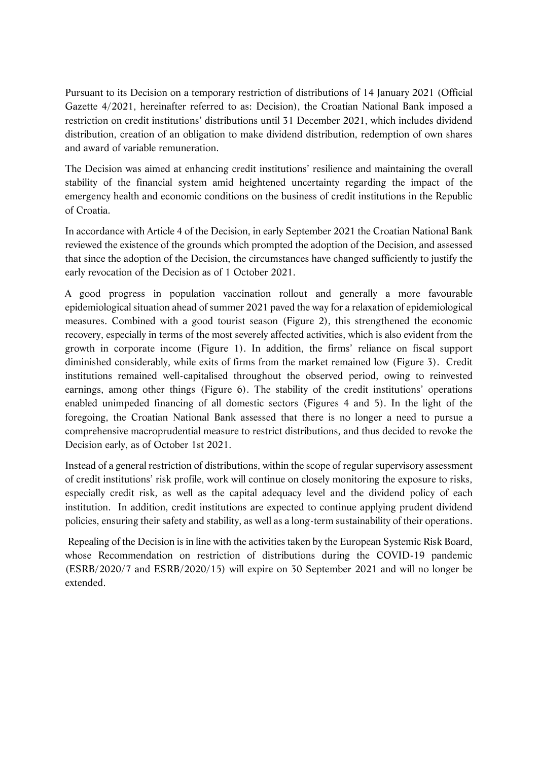Pursuant to its Decision on a temporary restriction of distributions of 14 January 2021 (Official Gazette 4/2021, hereinafter referred to as: Decision), the Croatian National Bank imposed a restriction on credit institutions' distributions until 31 December 2021, which includes dividend distribution, creation of an obligation to make dividend distribution, redemption of own shares and award of variable remuneration.

The Decision was aimed at enhancing credit institutions' resilience and maintaining the overall stability of the financial system amid heightened uncertainty regarding the impact of the emergency health and economic conditions on the business of credit institutions in the Republic of Croatia.

In accordance with Article 4 of the Decision, in early September 2021 the Croatian National Bank reviewed the existence of the grounds which prompted the adoption of the Decision, and assessed that since the adoption of the Decision, the circumstances have changed sufficiently to justify the early revocation of the Decision as of 1 October 2021.

A good progress in population vaccination rollout and generally a more favourable epidemiological situation ahead of summer 2021 paved the way for a relaxation of epidemiological measures. Combined with a good tourist season (Figure 2), this strengthened the economic recovery, especially in terms of the most severely affected activities, which is also evident from the growth in corporate income (Figure 1). In addition, the firms' reliance on fiscal support diminished considerably, while exits of firms from the market remained low (Figure 3). Credit institutions remained well-capitalised throughout the observed period, owing to reinvested earnings, among other things (Figure 6). The stability of the credit institutions' operations enabled unimpeded financing of all domestic sectors (Figures 4 and 5). In the light of the foregoing, the Croatian National Bank assessed that there is no longer a need to pursue a comprehensive macroprudential measure to restrict distributions, and thus decided to revoke the Decision early, as of October 1st 2021.

Instead of a general restriction of distributions, within the scope of regular supervisory assessment of credit institutions' risk profile, work will continue on closely monitoring the exposure to risks, especially credit risk, as well as the capital adequacy level and the dividend policy of each institution. In addition, credit institutions are expected to continue applying prudent dividend policies, ensuring their safety and stability, as well as a long-term sustainability of their operations.

Repealing of the Decision is in line with the activities taken by the European Systemic Risk Board, whose Recommendation on restriction of distributions during the COVID-19 pandemic (ESRB/2020/7 and ESRB/2020/15) will expire on 30 September 2021 and will no longer be extended.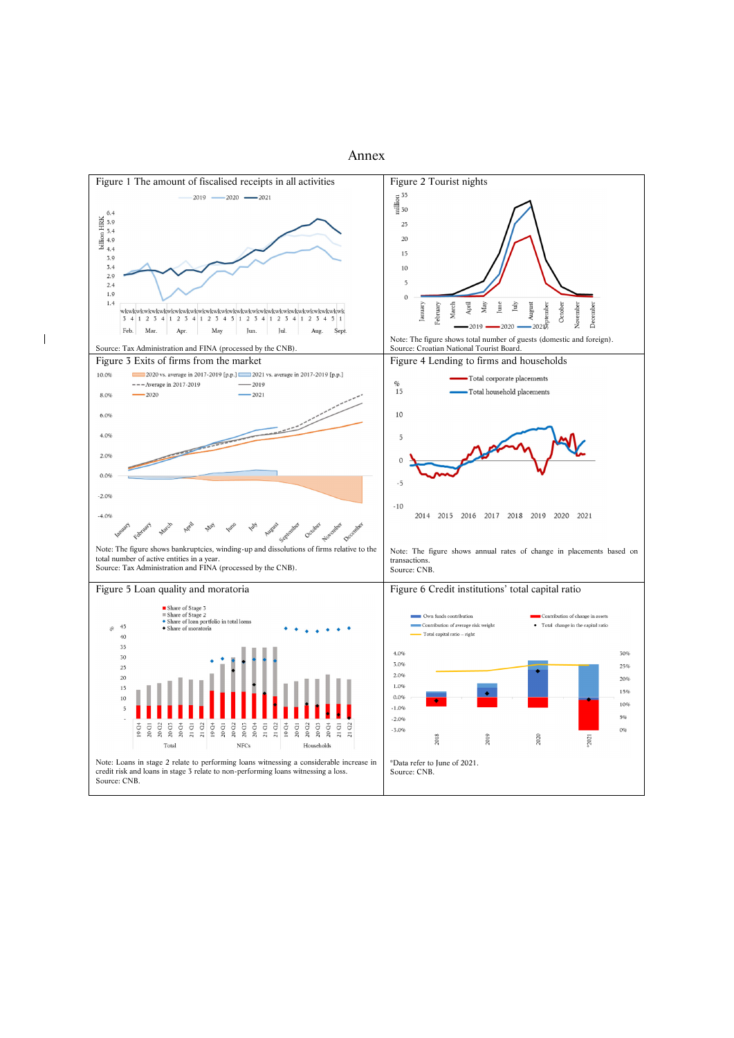# Annex

## Figure 1 The amount of fiscalised receipts in all activities

2019 2020 2021

billion HRK

6.4
5.9
5.4
4.9
4.4
3.9
3.4
2.9
2.4
1.9
1.4

Feb. Mar. Apr. May Jun. Jul. Aug. Sept.

Source: Tax Administration and FINA (processed by the CNB).

## Figure 2 Tourist nights

million

35
30
25
20
15
10
5
0

January February March April May June July August September October November December

2019 2020 2021

Note: The figure shows total number of guests (domestic and foreign).
Source: Croatian National Tourist Board.

## Figure 3 Exits of firms from the market

2020 vs. average in 2017-2019 [p.p.]
2021 vs. average in 2017-2019 [p.p.]
Average in 2017-2019
2019
2020
2021

10.0%
8.0%
6.0%
4.0%
2.0%
0.0%
-2.0%
-4.0%

January February March April May June July August September October November December

Note: The figure shows bankruptcies, winding-up and dissolutions of firms relative to the total number of active entities in a year.
Source: Tax Administration and FINA (processed by the CNB).

## Figure 4 Lending to firms and households

Total corporate placements
Total household placements

%
15
10
5
0
-5
-10

2014 2015 2016 2017 2018 2019 2020 2021

Note: The figure shows annual rates of change in placements based on transactions.
Source: CNB.

## Figure 5 Loan quality and moratoria

Share of Stage 3
Share of Stage 2
Share of loan portfolio in total loans
Share of moratoria

%
45
40
35
30
25
20
15
10
5
-

19 Q4 20 Q1 20 Q2 20 Q3 20 Q4 21 Q1 21 Q2 19 Q4 20 Q1 20 Q2 20 Q3 20 Q4 21 Q1 21 Q2 19 Q4 20 Q1 20 Q2 20 Q3 20 Q4 21 Q1 21 Q2

Total NFCs Households

Note: Loans in stage 2 relate to performing loans witnessing a considerable increase in credit risk and loans in stage 3 relate to non-performing loans witnessing a loss.
Source: CNB.

## Figure 6 Credit institutions' total capital ratio

Own funds contribution
Contribution of change in assets
Contribution of average risk weight
Total change in the capital ratio
Total capital ratio – right

4.0%
3.0%
2.0%
1.0%
0.0%
-1.0%
-2.0%
-3.0%

30%
25%
20%
15%
10%
5%
0%

2018 2019 2020 *2021

*Data refer to June of 2021.
Source: CNB.